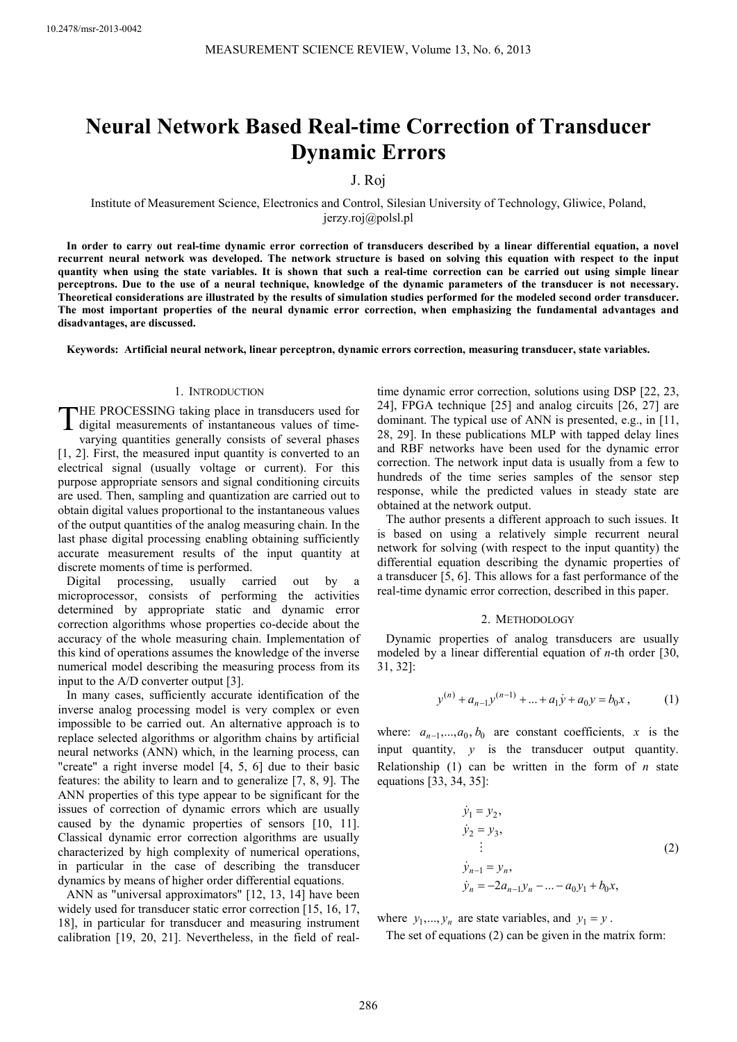10.2478/msr-2013-0042

# Neural Network Based Real-time Correction of Transducer Dynamic Errors

J. Roj

Institute of Measurement Science, Electronics and Control, Silesian University of Technology, Gliwice, Poland, jerzy.roj@polsl.pl

**In order to carry out real-time dynamic error correction of transducers described by a linear differential equation, a novel recurrent neural network was developed. The network structure is based on solving this equation with respect to the input quantity when using the state variables. It is shown that such a real-time correction can be carried out using simple linear perceptrons. Due to the use of a neural technique, knowledge of the dynamic parameters of the transducer is not necessary. Theoretical considerations are illustrated by the results of simulation studies performed for the modeled second order transducer. The most important properties of the neural dynamic error correction, when emphasizing the fundamental advantages and disadvantages, are discussed.**

**Keywords: Artificial neural network, linear perceptron, dynamic errors correction, measuring transducer, state variables.**

## 1. Introduction

The processing taking place in transducers used for digital measurements of instantaneous values of time-varying quantities generally consists of several phases [1, 2]. First, the measured input quantity is converted to an electrical signal (usually voltage or current). For this purpose appropriate sensors and signal conditioning circuits are used. Then, sampling and quantization are carried out to obtain digital values proportional to the instantaneous values of the output quantities of the analog measuring chain. In the last phase digital processing enabling obtaining sufficiently accurate measurement results of the input quantity at discrete moments of time is performed.

Digital processing, usually carried out by a microprocessor, consists of performing the activities determined by appropriate static and dynamic error correction algorithms whose properties co-decide about the accuracy of the whole measuring chain. Implementation of this kind of operations assumes the knowledge of the inverse numerical model describing the measuring process from its input to the A/D converter output [3].

In many cases, sufficiently accurate identification of the inverse analog processing model is very complex or even impossible to be carried out. An alternative approach is to replace selected algorithms or algorithm chains by artificial neural networks (ANN) which, in the learning process, can "create" a right inverse model [4, 5, 6] due to their basic features: the ability to learn and to generalize [7, 8, 9]. The ANN properties of this type appear to be significant for the issues of correction of dynamic errors which are usually caused by the dynamic properties of sensors [10, 11]. Classical dynamic error correction algorithms are usually characterized by high complexity of numerical operations, in particular in the case of describing the transducer dynamics by means of higher order differential equations.

ANN as "universal approximators" [12, 13, 14] have been widely used for transducer static error correction [15, 16, 17, 18], in particular for transducer and measuring instrument calibration [19, 20, 21]. Nevertheless, in the field of real-time dynamic error correction, solutions using DSP [22, 23, 24], FPGA technique [25] and analog circuits [26, 27] are dominant. The typical use of ANN is presented, e.g., in [11, 28, 29]. In these publications MLP with tapped delay lines and RBF networks have been used for the dynamic error correction. The network input data is usually from a few to hundreds of the time series samples of the sensor step response, while the predicted values in steady state are obtained at the network output.

The author presents a different approach to such issues. It is based on using a relatively simple recurrent neural network for solving (with respect to the input quantity) the differential equation describing the dynamic properties of a transducer [5, 6]. This allows for a fast performance of the real-time dynamic error correction, described in this paper.

## 2. Methodology

Dynamic properties of analog transducers are usually modeled by a linear differential equation of $n$-th order [30, 31, 32]:

$$y^{(n)} + a_{n-1}y^{(n-1)} + ... + a_1\dot{y} + a_0 y = b_0 x\,, \tag{1}$$

where: $a_{n-1},...,a_0, b_0$ are constant coefficients, $x$ is the input quantity, $y$ is the transducer output quantity. Relationship (1) can be written in the form of $n$ state equations [33, 34, 35]:

$$\begin{aligned}
\dot{y}_1 &= y_2,\\
\dot{y}_2 &= y_3,\\
&\vdots\\
\dot{y}_{n-1} &= y_n,\\
\dot{y}_n &= -2a_{n-1}y_n - ... - a_0 y_1 + b_0 x,
\end{aligned} \tag{2}$$

where $y_1,...,y_n$ are state variables, and $y_1 = y$.

The set of equations (2) can be given in the matrix form: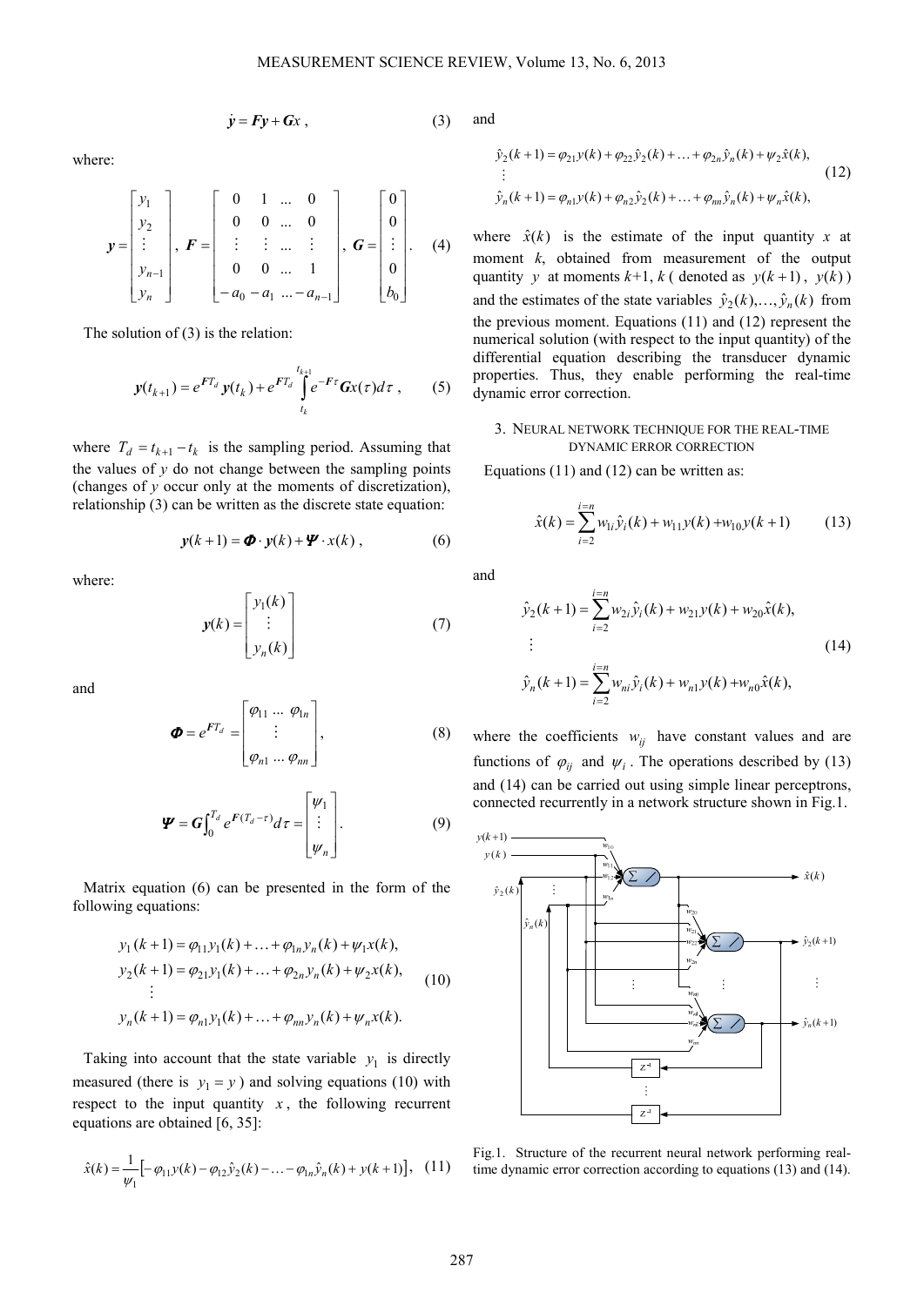$$\dot{\boldsymbol{y}} = \boldsymbol{F}\boldsymbol{y} + \boldsymbol{G}x\,, \tag{3}$$

where:

$$\boldsymbol{y} = \begin{bmatrix} y_1 \\ y_2 \\ \vdots \\ y_{n-1} \\ y_n \end{bmatrix},\ \boldsymbol{F} = \begin{bmatrix} 0 & 1 & \ldots & 0 \\ 0 & 0 & \ldots & 0 \\ \vdots & \vdots & \ldots & \vdots \\ 0 & 0 & \ldots & 1 \\ -a_0 & -a_1 & \ldots & -a_{n-1} \end{bmatrix},\ \boldsymbol{G} = \begin{bmatrix} 0 \\ 0 \\ \vdots \\ 0 \\ b_0 \end{bmatrix}. \tag{4}$$

The solution of (3) is the relation:

$$\boldsymbol{y}(t_{k+1}) = e^{\boldsymbol{F}T_d}\boldsymbol{y}(t_k) + e^{\boldsymbol{F}T_d}\int_{t_k}^{t_{k+1}} e^{-\boldsymbol{F}\tau}\boldsymbol{G}x(\tau)d\tau\,, \tag{5}$$

where $T_d = t_{k+1} - t_k$ is the sampling period. Assuming that the values of $y$ do not change between the sampling points (changes of $y$ occur only at the moments of discretization), relationship (3) can be written as the discrete state equation:

$$\boldsymbol{y}(k+1) = \boldsymbol{\Phi}\cdot\boldsymbol{y}(k) + \boldsymbol{\Psi}\cdot x(k)\,, \tag{6}$$

where:

$$\boldsymbol{y}(k) = \begin{bmatrix} y_1(k) \\ \vdots \\ y_n(k) \end{bmatrix} \tag{7}$$

and

$$\boldsymbol{\Phi} = e^{\boldsymbol{F}T_d} = \begin{bmatrix} \varphi_{11} \ \ldots \ \varphi_{1n} \\ \vdots \\ \varphi_{n1} \ \ldots \ \varphi_{nn} \end{bmatrix}, \tag{8}$$

$$\boldsymbol{\Psi} = \boldsymbol{G}\int_0^{T_d} e^{\boldsymbol{F}(T_d-\tau)}d\tau = \begin{bmatrix} \psi_1 \\ \vdots \\ \psi_n \end{bmatrix}. \tag{9}$$

Matrix equation (6) can be presented in the form of the following equations:

$$\begin{aligned} y_1(k+1) &= \varphi_{11}y_1(k) + \ldots + \varphi_{1n}y_n(k) + \psi_1 x(k), \\ y_2(k+1) &= \varphi_{21}y_1(k) + \ldots + \varphi_{2n}y_n(k) + \psi_2 x(k), \\ &\vdots \\ y_n(k+1) &= \varphi_{n1}y_1(k) + \ldots + \varphi_{nn}y_n(k) + \psi_n x(k). \end{aligned} \tag{10}$$

Taking into account that the state variable $y_1$ is directly measured (there is $y_1 = y$) and solving equations (10) with respect to the input quantity $x$, the following recurrent equations are obtained [6, 35]:

$$\hat{x}(k) = \frac{1}{\psi_1}\left[-\varphi_{11}y(k) - \varphi_{12}\hat{y}_2(k) - \ldots - \varphi_{1n}\hat{y}_n(k) + y(k+1)\right], \tag{11}$$

and

$$\begin{aligned} \hat{y}_2(k+1) &= \varphi_{21}y(k) + \varphi_{22}\hat{y}_2(k) + \ldots + \varphi_{2n}\hat{y}_n(k) + \psi_2\hat{x}(k), \\ &\vdots \\ \hat{y}_n(k+1) &= \varphi_{n1}y(k) + \varphi_{n2}\hat{y}_2(k) + \ldots + \varphi_{nn}\hat{y}_n(k) + \psi_n\hat{x}(k), \end{aligned} \tag{12}$$

where $\hat{x}(k)$ is the estimate of the input quantity $x$ at moment $k$, obtained from measurement of the output quantity $y$ at moments $k$+1, $k$ ( denoted as $y(k+1)$, $y(k)$ ) and the estimates of the state variables $\hat{y}_2(k),\ldots,\hat{y}_n(k)$ from the previous moment. Equations (11) and (12) represent the numerical solution (with respect to the input quantity) of the differential equation describing the transducer dynamic properties. Thus, they enable performing the real-time dynamic error correction.

## 3. Neural network technique for the real-time dynamic error correction

Equations (11) and (12) can be written as:

$$\hat{x}(k) = \sum_{i=2}^{i=n} w_{1i}\hat{y}_i(k) + w_{11}y(k) + w_{10}y(k+1) \tag{13}$$

and

$$\begin{aligned} \hat{y}_2(k+1) &= \sum_{i=2}^{i=n} w_{2i}\hat{y}_i(k) + w_{21}y(k) + w_{20}\hat{x}(k), \\ &\vdots \\ \hat{y}_n(k+1) &= \sum_{i=2}^{i=n} w_{ni}\hat{y}_i(k) + w_{n1}y(k) + w_{n0}\hat{x}(k), \end{aligned} \tag{14}$$

where the coefficients $w_{ij}$ have constant values and are functions of $\varphi_{ij}$ and $\psi_i$. The operations described by (13) and (14) can be carried out using simple linear perceptrons, connected recurrently in a network structure shown in Fig.1.

Fig.1. Structure of the recurrent neural network performing real-time dynamic error correction according to equations (13) and (14).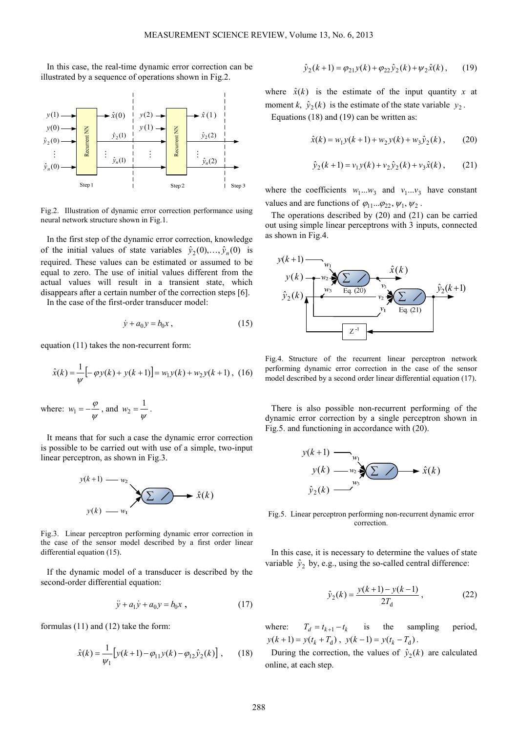In this case, the real-time dynamic error correction can be illustrated by a sequence of operations shown in Fig.2.

Fig.2. Illustration of dynamic error correction performance using neural network structure shown in Fig.1.

In the first step of the dynamic error correction, knowledge of the initial values of state variables $\hat{y}_2(0),\ldots,\hat{y}_n(0)$ is required. These values can be estimated or assumed to be equal to zero. The use of initial values different from the actual values will result in a transient state, which disappears after a certain number of the correction steps [6].

In the case of the first-order transducer model:

$$\dot{y} + a_0 y = b_0 x\,, \tag{15}$$

equation (11) takes the non-recurrent form:

$$\hat{x}(k) = \frac{1}{\psi}\left[-\varphi y(k) + y(k+1)\right] = w_1 y(k) + w_2 y(k+1)\,, \tag{16}$$

where: $w_1 = -\dfrac{\varphi}{\psi}$, and $w_2 = \dfrac{1}{\psi}$.

It means that for such a case the dynamic error correction is possible to be carried out with use of a simple, two-input linear perceptron, as shown in Fig.3.

Fig.3. Linear perceptron performing dynamic error correction in the case of the sensor model described by a first order linear differential equation (15).

If the dynamic model of a transducer is described by the second-order differential equation:

$$\ddot{y} + a_1\dot{y} + a_0 y = b_0 x\,, \tag{17}$$

formulas (11) and (12) take the form:

$$\hat{x}(k) = \frac{1}{\psi_1}\left[y(k+1) - \varphi_{11} y(k) - \varphi_{12}\hat{y}_2(k)\right]\,, \tag{18}$$

$$\hat{y}_2(k+1) = \varphi_{21} y(k) + \varphi_{22}\hat{y}_2(k) + \psi_2\hat{x}(k)\,, \tag{19}$$

where $\hat{x}(k)$ is the estimate of the input quantity $x$ at moment $k$, $\hat{y}_2(k)$ is the estimate of the state variable $y_2$.

Equations (18) and (19) can be written as:

$$\hat{x}(k) = w_1 y(k+1) + w_2 y(k) + w_3\hat{y}_2(k)\,, \tag{20}$$

$$\hat{y}_2(k+1) = v_1 y(k) + v_2\hat{y}_2(k) + v_3\hat{x}(k)\,, \tag{21}$$

where the coefficients $w_1 \ldots w_3$ and $v_1 \ldots v_3$ have constant values and are functions of $\varphi_{11}\ldots\varphi_{22}, \psi_1, \psi_2$.

The operations described by (20) and (21) can be carried out using simple linear perceptrons with 3 inputs, connected as shown in Fig.4.

Fig.4. Structure of the recurrent linear perceptron network performing dynamic error correction in the case of the sensor model described by a second order linear differential equation (17).

There is also possible non-recurrent performing of the dynamic error correction by a single perceptron shown in Fig.5. and functioning in accordance with (20).

Fig.5. Linear perceptron performing non-recurrent dynamic error correction.

In this case, it is necessary to determine the values of state variable $\hat{y}_2$ by, e.g., using the so-called central difference:

$$\hat{y}_2(k) = \frac{y(k+1) - y(k-1)}{2T_\mathrm{d}}\,, \tag{22}$$

where: $T_d = t_{k+1} - t_k$ is the sampling period, $y(k+1) = y(t_k + T_\mathrm{d})$, $y(k-1) = y(t_k - T_\mathrm{d})$.

During the correction, the values of $\hat{y}_2(k)$ are calculated online, at each step.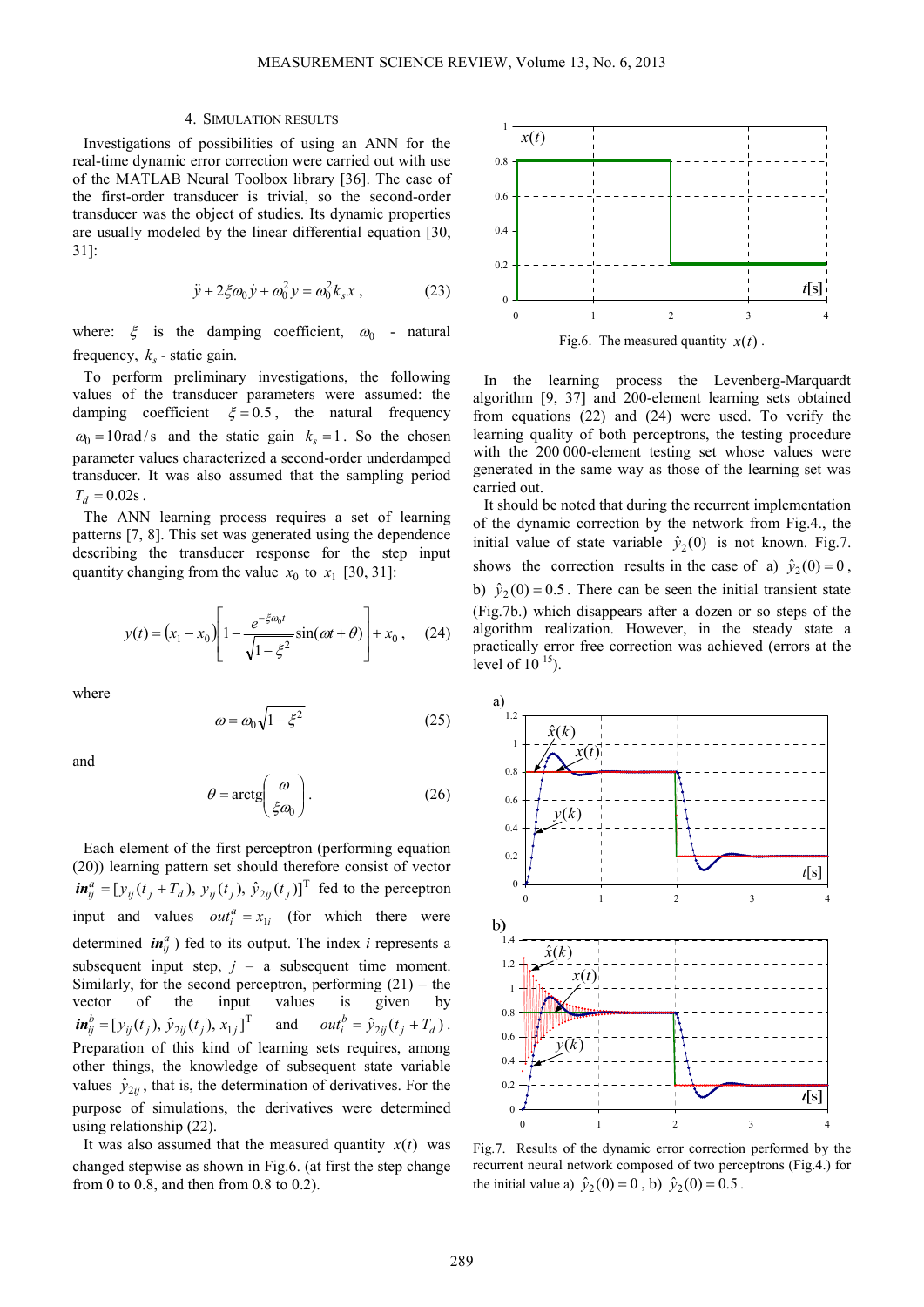## 4. SIMULATION RESULTS

Investigations of possibilities of using an ANN for the real-time dynamic error correction were carried out with use of the MATLAB Neural Toolbox library [36]. The case of the first-order transducer is trivial, so the second-order transducer was the object of studies. Its dynamic properties are usually modeled by the linear differential equation [30, 31]:

$$\ddot{y} + 2\xi\omega_0\dot{y} + \omega_0^2 y = \omega_0^2 k_s x\,, \qquad (23)$$

where: $\xi$ is the damping coefficient, $\omega_0$ - natural frequency, $k_s$ - static gain.

To perform preliminary investigations, the following values of the transducer parameters were assumed: the damping coefficient $\xi = 0.5$, the natural frequency $\omega_0 = 10\,\text{rad/s}$ and the static gain $k_s = 1$. So the chosen parameter values characterized a second-order underdamped transducer. It was also assumed that the sampling period $T_d = 0.02\,\text{s}$.

The ANN learning process requires a set of learning patterns [7, 8]. This set was generated using the dependence describing the transducer response for the step input quantity changing from the value $x_0$ to $x_1$ [30, 31]:

$$y(t) = (x_1 - x_0)\left[1 - \frac{e^{-\xi\omega_0 t}}{\sqrt{1-\xi^2}}\sin(\omega t + \theta)\right] + x_0\,, \qquad (24)$$

where

$$\omega = \omega_0\sqrt{1-\xi^2} \qquad (25)$$

and

$$\theta = \text{arctg}\left(\frac{\omega}{\xi\omega_0}\right). \qquad (26)$$

Each element of the first perceptron (performing equation (20)) learning pattern set should therefore consist of vector $\boldsymbol{in}_{ij}^a = [y_{ij}(t_j + T_d),\ y_{ij}(t_j),\ \hat{y}_{2ij}(t_j)]^{\text{T}}$ fed to the perceptron input and values $out_i^a = x_{1i}$ (for which there were determined $\boldsymbol{in}_{ij}^a$) fed to its output. The index $i$ represents a subsequent input step, $j$ – a subsequent time moment. Similarly, for the second perceptron, performing (21) – the vector of the input values is given by $\boldsymbol{in}_{ij}^b = [y_{ij}(t_j),\ \hat{y}_{2ij}(t_j),\ x_{1j}]^{\text{T}}$ and $out_i^b = \hat{y}_{2ij}(t_j + T_d)$. Preparation of this kind of learning sets requires, among other things, the knowledge of subsequent state variable values $\hat{y}_{2ij}$, that is, the determination of derivatives. For the purpose of simulations, the derivatives were determined using relationship (22).

It was also assumed that the measured quantity $x(t)$ was changed stepwise as shown in Fig.6. (at first the step change from 0 to 0.8, and then from 0.8 to 0.2).

Fig.6. The measured quantity $x(t)$.

In the learning process the Levenberg-Marquardt algorithm [9, 37] and 200-element learning sets obtained from equations (22) and (24) were used. To verify the learning quality of both perceptrons, the testing procedure with the 200 000-element testing set whose values were generated in the same way as those of the learning set was carried out.

It should be noted that during the recurrent implementation of the dynamic correction by the network from Fig.4., the initial value of state variable $\hat{y}_2(0)$ is not known. Fig.7. shows the correction results in the case of a) $\hat{y}_2(0) = 0$, b) $\hat{y}_2(0) = 0.5$. There can be seen the initial transient state (Fig.7b.) which disappears after a dozen or so steps of the algorithm realization. However, in the steady state a practically error free correction was achieved (errors at the level of $10^{-15}$).

Fig.7. Results of the dynamic error correction performed by the recurrent neural network composed of two perceptrons (Fig.4.) for the initial value a) $\hat{y}_2(0) = 0$, b) $\hat{y}_2(0) = 0.5$.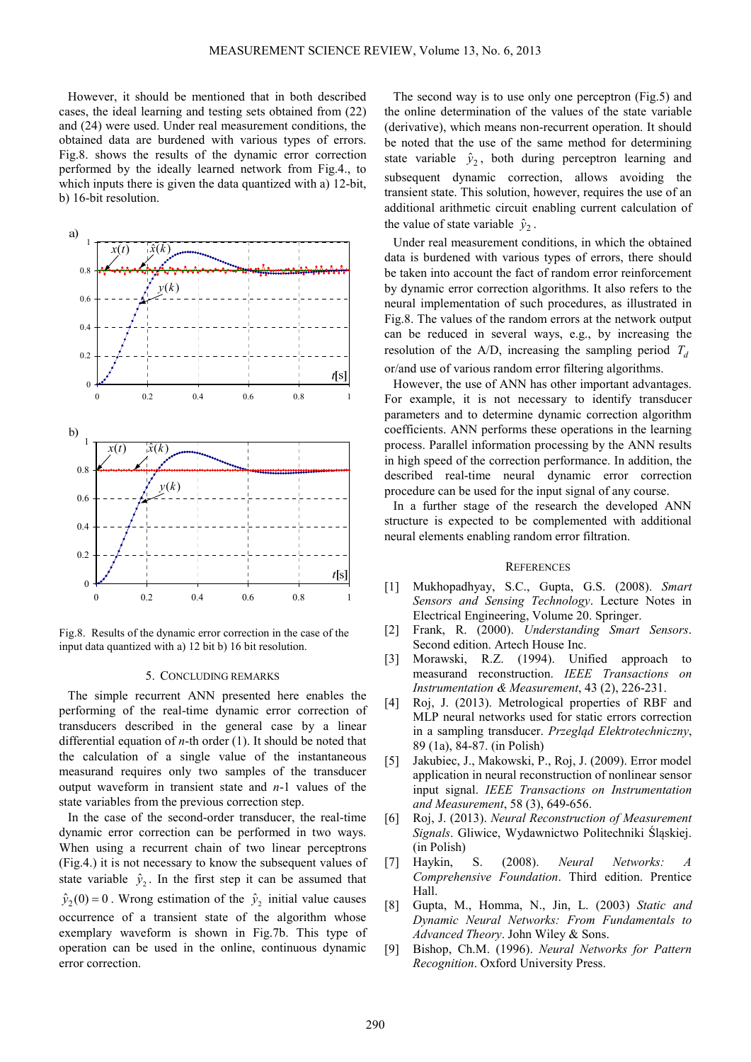However, it should be mentioned that in both described cases, the ideal learning and testing sets obtained from (22) and (24) were used. Under real measurement conditions, the obtained data are burdened with various types of errors. Fig.8. shows the results of the dynamic error correction performed by the ideally learned network from Fig.4., to which inputs there is given the data quantized with a) 12-bit, b) 16-bit resolution.

Fig.8. Results of the dynamic error correction in the case of the input data quantized with a) 12 bit b) 16 bit resolution.

## 5. CONCLUDING REMARKS

The simple recurrent ANN presented here enables the performing of the real-time dynamic error correction of transducers described in the general case by a linear differential equation of $n$-th order (1). It should be noted that the calculation of a single value of the instantaneous measurand requires only two samples of the transducer output waveform in transient state and $n$-1 values of the state variables from the previous correction step.

In the case of the second-order transducer, the real-time dynamic error correction can be performed in two ways. When using a recurrent chain of two linear perceptrons (Fig.4.) it is not necessary to know the subsequent values of state variable $\hat{y}_2$. In the first step it can be assumed that $\hat{y}_2(0) = 0$. Wrong estimation of the $\hat{y}_2$ initial value causes occurrence of a transient state of the algorithm whose exemplary waveform is shown in Fig.7b. This type of operation can be used in the online, continuous dynamic error correction.

The second way is to use only one perceptron (Fig.5) and the online determination of the values of the state variable (derivative), which means non-recurrent operation. It should be noted that the use of the same method for determining state variable $\hat{y}_2$, both during perceptron learning and subsequent dynamic correction, allows avoiding the transient state. This solution, however, requires the use of an additional arithmetic circuit enabling current calculation of the value of state variable $\hat{y}_2$.

Under real measurement conditions, in which the obtained data is burdened with various types of errors, there should be taken into account the fact of random error reinforcement by dynamic error correction algorithms. It also refers to the neural implementation of such procedures, as illustrated in Fig.8. The values of the random errors at the network output can be reduced in several ways, e.g., by increasing the resolution of the A/D, increasing the sampling period $T_d$ or/and use of various random error filtering algorithms.

However, the use of ANN has other important advantages. For example, it is not necessary to identify transducer parameters and to determine dynamic correction algorithm coefficients. ANN performs these operations in the learning process. Parallel information processing by the ANN results in high speed of the correction performance. In addition, the described real-time neural dynamic error correction procedure can be used for the input signal of any course.

In a further stage of the research the developed ANN structure is expected to be complemented with additional neural elements enabling random error filtration.

## REFERENCES

[1] Mukhopadhyay, S.C., Gupta, G.S. (2008). *Smart Sensors and Sensing Technology*. Lecture Notes in Electrical Engineering, Volume 20. Springer.

[2] Frank, R. (2000). *Understanding Smart Sensors*. Second edition. Artech House Inc.

[3] Morawski, R.Z. (1994). Unified approach to measurand reconstruction. *IEEE Transactions on Instrumentation & Measurement*, 43 (2), 226-231.

[4] Roj, J. (2013). Metrological properties of RBF and MLP neural networks used for static errors correction in a sampling transducer. *Przegląd Elektrotechniczny*, 89 (1a), 84-87. (in Polish)

[5] Jakubiec, J., Makowski, P., Roj, J. (2009). Error model application in neural reconstruction of nonlinear sensor input signal. *IEEE Transactions on Instrumentation and Measurement*, 58 (3), 649-656.

[6] Roj, J. (2013). *Neural Reconstruction of Measurement Signals*. Gliwice, Wydawnictwo Politechniki Śląskiej. (in Polish)

[7] Haykin, S. (2008). *Neural Networks: A Comprehensive Foundation*. Third edition. Prentice Hall.

[8] Gupta, M., Homma, N., Jin, L. (2003) *Static and Dynamic Neural Networks: From Fundamentals to Advanced Theory*. John Wiley & Sons.

[9] Bishop, Ch.M. (1996). *Neural Networks for Pattern Recognition*. Oxford University Press.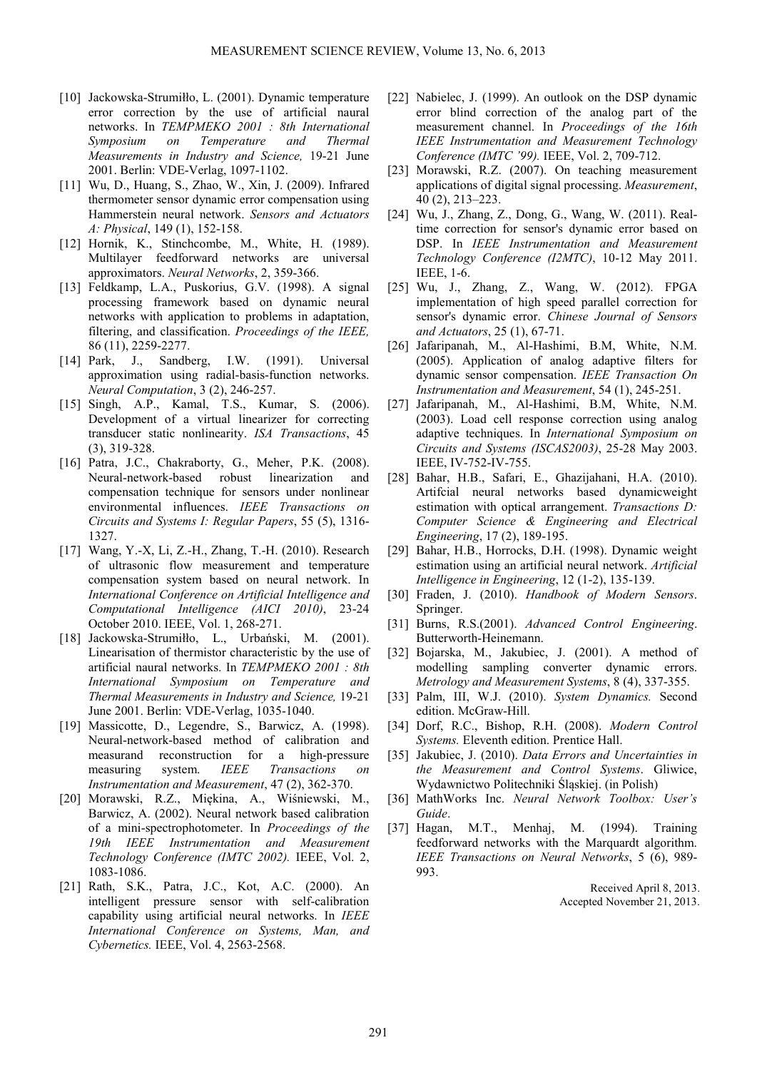[10] Jackowska-Strumiłło, L. (2001). Dynamic temperature error correction by the use of artificial naural networks. In *TEMPMEKO 2001 : 8th International Symposium on Temperature and Thermal Measurements in Industry and Science,* 19-21 June 2001. Berlin: VDE-Verlag, 1097-1102.

[11] Wu, D., Huang, S., Zhao, W., Xin, J. (2009). Infrared thermometer sensor dynamic error compensation using Hammerstein neural network. *Sensors and Actuators A: Physical*, 149 (1), 152-158.

[12] Hornik, K., Stinchcombe, M., White, H. (1989). Multilayer feedforward networks are universal approximators. *Neural Networks*, 2, 359-366.

[13] Feldkamp, L.A., Puskorius, G.V. (1998). A signal processing framework based on dynamic neural networks with application to problems in adaptation, filtering, and classification. *Proceedings of the IEEE,* 86 (11), 2259-2277.

[14] Park, J., Sandberg, I.W. (1991). Universal approximation using radial-basis-function networks. *Neural Computation*, 3 (2), 246-257.

[15] Singh, A.P., Kamal, T.S., Kumar, S. (2006). Development of a virtual linearizer for correcting transducer static nonlinearity. *ISA Transactions*, 45 (3), 319-328.

[16] Patra, J.C., Chakraborty, G., Meher, P.K. (2008). Neural-network-based robust linearization and compensation technique for sensors under nonlinear environmental influences. *IEEE Transactions on Circuits and Systems I: Regular Papers*, 55 (5), 1316-1327.

[17] Wang, Y.-X, Li, Z.-H., Zhang, T.-H. (2010). Research of ultrasonic flow measurement and temperature compensation system based on neural network. In *International Conference on Artificial Intelligence and Computational Intelligence (AICI 2010)*, 23-24 October 2010. IEEE, Vol. 1, 268-271.

[18] Jackowska-Strumiłło, L., Urbański, M. (2001). Linearisation of thermistor characteristic by the use of artificial naural networks. In *TEMPMEKO 2001 : 8th International Symposium on Temperature and Thermal Measurements in Industry and Science,* 19-21 June 2001. Berlin: VDE-Verlag, 1035-1040.

[19] Massicotte, D., Legendre, S., Barwicz, A. (1998). Neural-network-based method of calibration and measurand reconstruction for a high-pressure measuring system. *IEEE Transactions on Instrumentation and Measurement*, 47 (2), 362-370.

[20] Morawski, R.Z., Miękina, A., Wiśniewski, M., Barwicz, A. (2002). Neural network based calibration of a mini-spectrophotometer. In *Proceedings of the 19th IEEE Instrumentation and Measurement Technology Conference (IMTC 2002).* IEEE, Vol. 2, 1083-1086.

[21] Rath, S.K., Patra, J.C., Kot, A.C. (2000). An intelligent pressure sensor with self-calibration capability using artificial neural networks. In *IEEE International Conference on Systems, Man, and Cybernetics.* IEEE, Vol. 4, 2563-2568.

[22] Nabielec, J. (1999). An outlook on the DSP dynamic error blind correction of the analog part of the measurement channel. In *Proceedings of the 16th IEEE Instrumentation and Measurement Technology Conference (IMTC '99).* IEEE, Vol. 2, 709-712.

[23] Morawski, R.Z. (2007). On teaching measurement applications of digital signal processing. *Measurement*, 40 (2), 213–223.

[24] Wu, J., Zhang, Z., Dong, G., Wang, W. (2011). Real-time correction for sensor's dynamic error based on DSP. In *IEEE Instrumentation and Measurement Technology Conference (I2MTC)*, 10-12 May 2011. IEEE, 1-6.

[25] Wu, J., Zhang, Z., Wang, W. (2012). FPGA implementation of high speed parallel correction for sensor's dynamic error. *Chinese Journal of Sensors and Actuators*, 25 (1), 67-71.

[26] Jafaripanah, M., Al-Hashimi, B.M, White, N.M. (2005). Application of analog adaptive filters for dynamic sensor compensation. *IEEE Transaction On Instrumentation and Measurement*, 54 (1), 245-251.

[27] Jafaripanah, M., Al-Hashimi, B.M, White, N.M. (2003). Load cell response correction using analog adaptive techniques. In *International Symposium on Circuits and Systems (ISCAS2003)*, 25-28 May 2003. IEEE, IV-752-IV-755.

[28] Bahar, H.B., Safari, E., Ghazijahani, H.A. (2010). Artfcial neural networks based dynamicweight estimation with optical arrangement. *Transactions D: Computer Science & Engineering and Electrical Engineering*, 17 (2), 189-195.

[29] Bahar, H.B., Horrocks, D.H. (1998). Dynamic weight estimation using an artificial neural network. *Artificial Intelligence in Engineering*, 12 (1-2), 135-139.

[30] Fraden, J. (2010). *Handbook of Modern Sensors*. Springer.

[31] Burns, R.S.(2001). *Advanced Control Engineering*. Butterworth-Heinemann.

[32] Bojarska, M., Jakubiec, J. (2001). A method of modelling sampling converter dynamic errors. *Metrology and Measurement Systems*, 8 (4), 337-355.

[33] Palm, III, W.J. (2010). *System Dynamics.* Second edition. McGraw-Hill.

[34] Dorf, R.C., Bishop, R.H. (2008). *Modern Control Systems.* Eleventh edition. Prentice Hall.

[35] Jakubiec, J. (2010). *Data Errors and Uncertainties in the Measurement and Control Systems*. Gliwice, Wydawnictwo Politechniki Śląskiej. (in Polish)

[36] MathWorks Inc. *Neural Network Toolbox: User's Guide*.

[37] Hagan, M.T., Menhaj, M. (1994). Training feedforward networks with the Marquardt algorithm. *IEEE Transactions on Neural Networks*, 5 (6), 989-993.

Received April 8, 2013.
Accepted November 21, 2013.